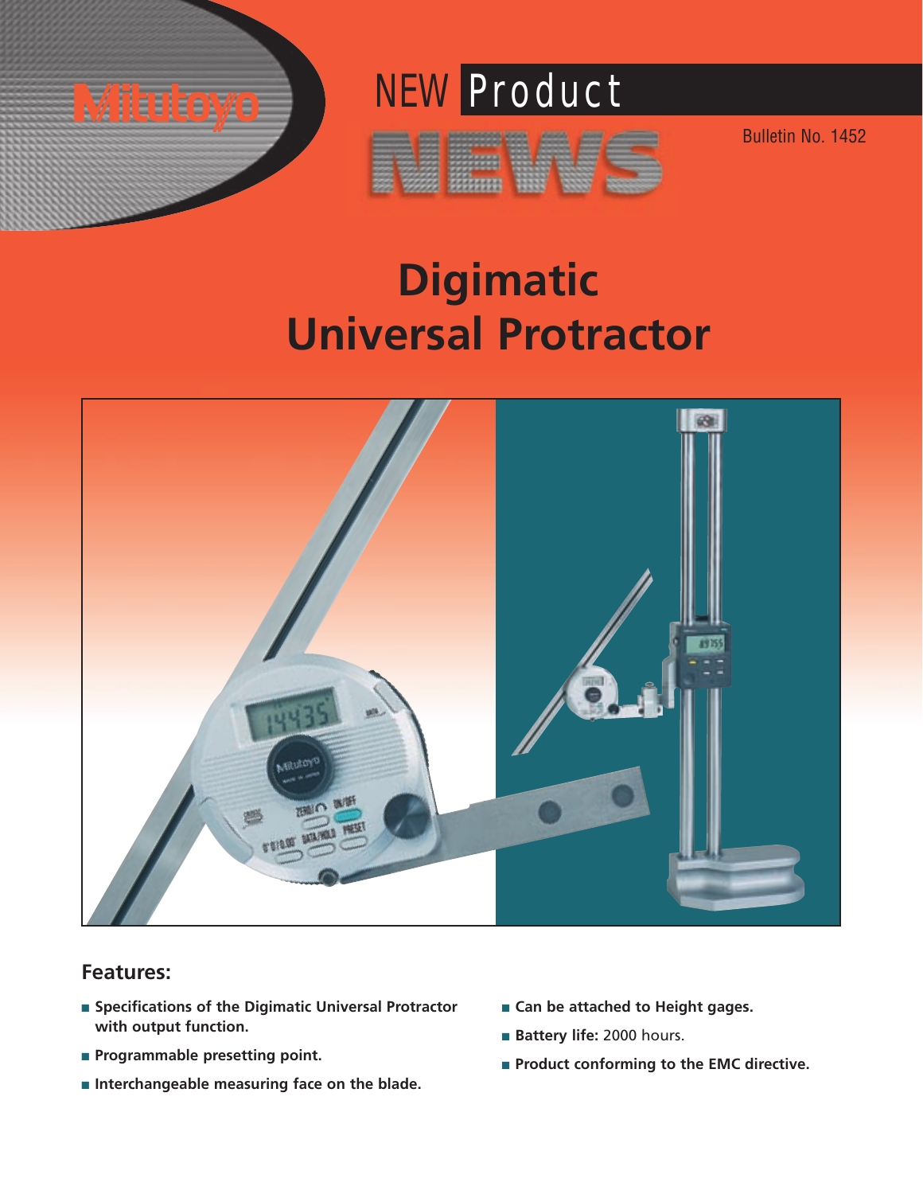Mitutoyo

NEW Product NEWS

Bulletin No. 1452

# Digimatic Universal Protractor

## Features:

- **Specifications of the Digimatic Universal Protractor with output function.**
- **Programmable presetting point.**
- **Interchangeable measuring face on the blade.**
- **Can be attached to Height gages.**
- **Battery life:** 2000 hours.
- **Product conforming to the EMC directive.**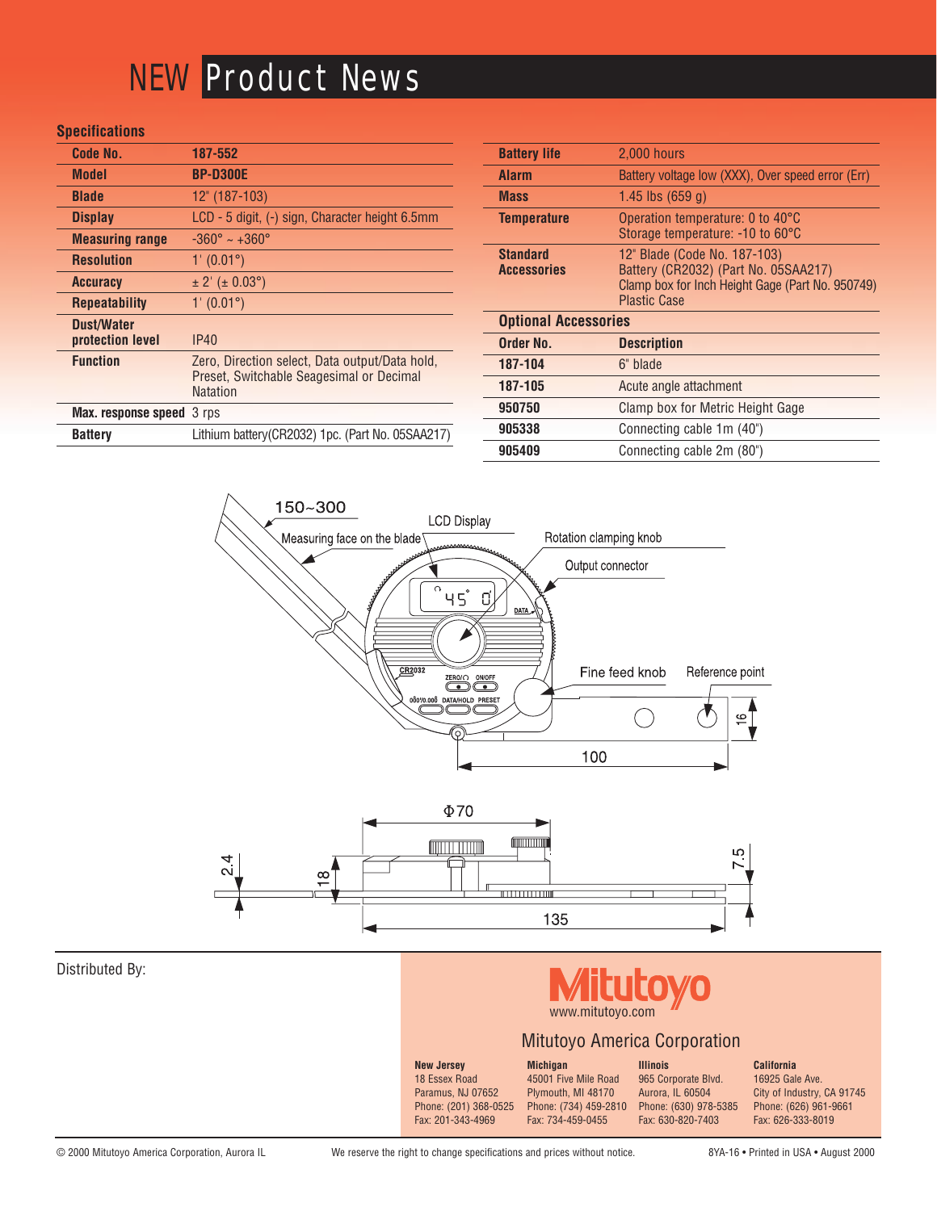# NEW Product News

## Specifications

| | |
|---|---|
| **Code No.** | **187-552** |
| **Model** | **BP-D300E** |
| **Blade** | 12" (187-103) |
| **Display** | LCD - 5 digit, (-) sign, Character height 6.5mm |
| **Measuring range** | -360° ~ +360° |
| **Resolution** | 1' (0.01°) |
| **Accuracy** | ± 2' (± 0.03°) |
| **Repeatability** | 1' (0.01°) |
| **Dust/Water protection level** | IP40 |
| **Function** | Zero, Direction select, Data output/Data hold, Preset, Switchable Seagesimal or Decimal Natation |
| **Max. response speed** | 3 rps |
| **Battery** | Lithium battery(CR2032) 1pc. (Part No. 05SAA217) |
| **Battery life** | 2,000 hours |
| **Alarm** | Battery voltage low (XXX), Over speed error (Err) |
| **Mass** | 1.45 lbs (659 g) |
| **Temperature** | Operation temperature: 0 to 40°C<br>Storage temperature: -10 to 60°C |
| **Standard Accessories** | 12" Blade (Code No. 187-103)<br>Battery (CR2032) (Part No. 05SAA217)<br>Clamp box for Inch Height Gage (Part No. 950749)<br>Plastic Case |

## Optional Accessories

| Order No. | Description |
|---|---|
| **187-104** | 6" blade |
| **187-105** | Acute angle attachment |
| **950750** | Clamp box for Metric Height Gage |
| **905338** | Connecting cable 1m (40") |
| **905409** | Connecting cable 2m (80") |

150~300
Measuring face on the blade
LCD Display
Rotation clamping knob
Output connector
Fine feed knob
Reference point
16
100
Φ70
2.4
18
7.5
135

Distributed By:

**Mitutoyo**
www.mitutoyo.com

Mitutoyo America Corporation

**New Jersey**
18 Essex Road
Paramus, NJ 07652
Phone: (201) 368-0525
Fax: 201-343-4969

**Michigan**
45001 Five Mile Road
Plymouth, MI 48170
Phone: (734) 459-2810
Fax: 734-459-0455

**Illinois**
965 Corporate Blvd.
Aurora, IL 60504
Phone: (630) 978-5385
Fax: 630-820-7403

**California**
16925 Gale Ave.
City of Industry, CA 91745
Phone: (626) 961-9661
Fax: 626-333-8019

© 2000 Mitutoyo America Corporation, Aurora IL

We reserve the right to change specifications and prices without notice.

8YA-16 • Printed in USA • August 2000